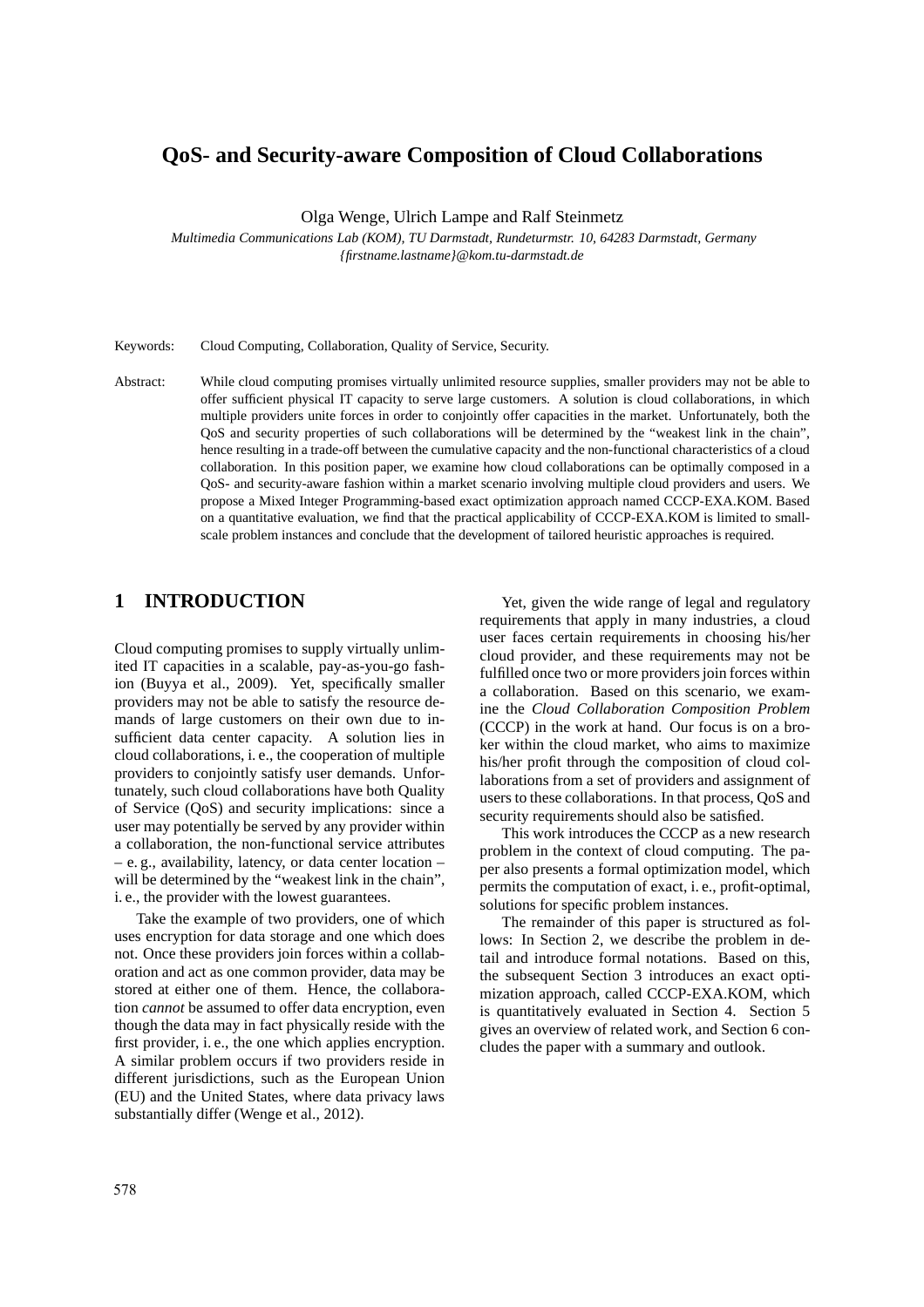# QoS- and Security-aware Composition of Cloud Collaborations

Olga Wenge, Ulrich Lampe and Ralf Steinmetz

*Multimedia Communications Lab (KOM), TU Darmstadt, Rundeturmstr. 10, 64283 Darmstadt, Germany*
*{firstname.lastname}@kom.tu-darmstadt.de*

Keywords: Cloud Computing, Collaboration, Quality of Service, Security.

Abstract: While cloud computing promises virtually unlimited resource supplies, smaller providers may not be able to offer sufficient physical IT capacity to serve large customers. A solution is cloud collaborations, in which multiple providers unite forces in order to conjointly offer capacities in the market. Unfortunately, both the QoS and security properties of such collaborations will be determined by the "weakest link in the chain", hence resulting in a trade-off between the cumulative capacity and the non-functional characteristics of a cloud collaboration. In this position paper, we examine how cloud collaborations can be optimally composed in a QoS- and security-aware fashion within a market scenario involving multiple cloud providers and users. We propose a Mixed Integer Programming-based exact optimization approach named CCCP-EXA.KOM. Based on a quantitative evaluation, we find that the practical applicability of CCCP-EXA.KOM is limited to small-scale problem instances and conclude that the development of tailored heuristic approaches is required.

## 1 INTRODUCTION

Cloud computing promises to supply virtually unlimited IT capacities in a scalable, pay-as-you-go fashion (Buyya et al., 2009). Yet, specifically smaller providers may not be able to satisfy the resource demands of large customers on their own due to insufficient data center capacity. A solution lies in cloud collaborations, i. e., the cooperation of multiple providers to conjointly satisfy user demands. Unfortunately, such cloud collaborations have both Quality of Service (QoS) and security implications: since a user may potentially be served by any provider within a collaboration, the non-functional service attributes – e. g., availability, latency, or data center location – will be determined by the "weakest link in the chain", i. e., the provider with the lowest guarantees.

Take the example of two providers, one of which uses encryption for data storage and one which does not. Once these providers join forces within a collaboration and act as one common provider, data may be stored at either one of them. Hence, the collaboration *cannot* be assumed to offer data encryption, even though the data may in fact physically reside with the first provider, i. e., the one which applies encryption. A similar problem occurs if two providers reside in different jurisdictions, such as the European Union (EU) and the United States, where data privacy laws substantially differ (Wenge et al., 2012).

Yet, given the wide range of legal and regulatory requirements that apply in many industries, a cloud user faces certain requirements in choosing his/her cloud provider, and these requirements may not be fulfilled once two or more providers join forces within a collaboration. Based on this scenario, we examine the *Cloud Collaboration Composition Problem* (CCCP) in the work at hand. Our focus is on a broker within the cloud market, who aims to maximize his/her profit through the composition of cloud collaborations from a set of providers and assignment of users to these collaborations. In that process, QoS and security requirements should also be satisfied.

This work introduces the CCCP as a new research problem in the context of cloud computing. The paper also presents a formal optimization model, which permits the computation of exact, i. e., profit-optimal, solutions for specific problem instances.

The remainder of this paper is structured as follows: In Section 2, we describe the problem in detail and introduce formal notations. Based on this, the subsequent Section 3 introduces an exact optimization approach, called CCCP-EXA.KOM, which is quantitatively evaluated in Section 4. Section 5 gives an overview of related work, and Section 6 concludes the paper with a summary and outlook.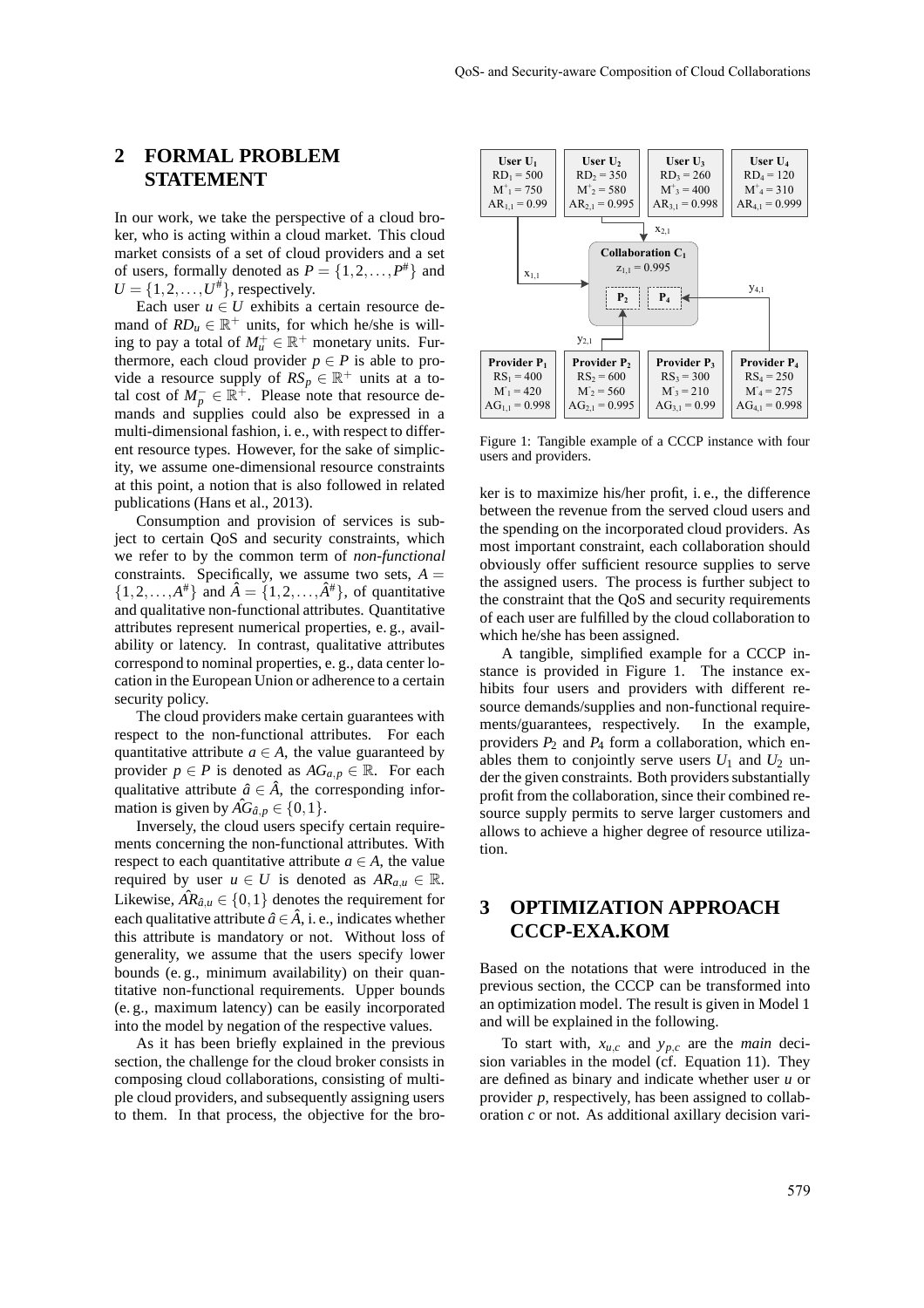## 2 FORMAL PROBLEM STATEMENT

In our work, we take the perspective of a cloud broker, who is acting within a cloud market. This cloud market consists of a set of cloud providers and a set of users, formally denoted as $P = \{1, 2, \ldots, P^{\#}\}$ and $U = \{1, 2, \ldots, U^{\#}\}$, respectively.

Each user $u \in U$ exhibits a certain resource demand of $RD_u \in \mathbb{R}^+$ units, for which he/she is willing to pay a total of $M_u^+ \in \mathbb{R}^+$ monetary units. Furthermore, each cloud provider $p \in P$ is able to provide a resource supply of $RS_p \in \mathbb{R}^+$ units at a total cost of $M_p^- \in \mathbb{R}^+$. Please note that resource demands and supplies could also be expressed in a multi-dimensional fashion, i. e., with respect to different resource types. However, for the sake of simplicity, we assume one-dimensional resource constraints at this point, a notion that is also followed in related publications (Hans et al., 2013).

Consumption and provision of services is subject to certain QoS and security constraints, which we refer to by the common term of *non-functional* constraints. Specifically, we assume two sets, $A = \{1, 2, \ldots, A^{\#}\}$ and $\hat{A} = \{1, 2, \ldots, \hat{A}^{\#}\}$, of quantitative and qualitative non-functional attributes. Quantitative attributes represent numerical properties, e. g., availability or latency. In contrast, qualitative attributes correspond to nominal properties, e. g., data center location in the European Union or adherence to a certain security policy.

The cloud providers make certain guarantees with respect to the non-functional attributes. For each quantitative attribute $a \in A$, the value guaranteed by provider $p \in P$ is denoted as $AG_{a,p} \in \mathbb{R}$. For each qualitative attribute $\hat{a} \in \hat{A}$, the corresponding information is given by $\hat{AG}_{\hat{a},p} \in \{0, 1\}$.

Inversely, the cloud users specify certain requirements concerning the non-functional attributes. With respect to each quantitative attribute $a \in A$, the value required by user $u \in U$ is denoted as $AR_{a,u} \in \mathbb{R}$. Likewise, $\hat{AR}_{\hat{a},u} \in \{0, 1\}$ denotes the requirement for each qualitative attribute $\hat{a} \in \hat{A}$, i. e., indicates whether this attribute is mandatory or not. Without loss of generality, we assume that the users specify lower bounds (e. g., minimum availability) on their quantitative non-functional requirements. Upper bounds (e. g., maximum latency) can be easily incorporated into the model by negation of the respective values.

As it has been briefly explained in the previous section, the challenge for the cloud broker consists in composing cloud collaborations, consisting of multiple cloud providers, and subsequently assigning users to them. In that process, the objective for the broker is to maximize his/her profit, i. e., the difference between the revenue from the served cloud users and the spending on the incorporated cloud providers. As most important constraint, each collaboration should obviously offer sufficient resource supplies to serve the assigned users. The process is further subject to the constraint that the QoS and security requirements of each user are fulfilled by the cloud collaboration to which he/she has been assigned.

| User $U_1$ | User $U_2$ | User $U_3$ | User $U_4$ |
|---|---|---|---|
| $RD_1 = 500$ | $RD_2 = 350$ | $RD_3 = 260$ | $RD_4 = 120$ |
| $M^+_1 = 750$ | $M^+_2 = 580$ | $M^+_3 = 400$ | $M^+_4 = 310$ |
| $AR_{1,1} = 0.99$ | $AR_{2,1} = 0.995$ | $AR_{3,1} = 0.998$ | $AR_{4,1} = 0.999$ |

Collaboration $C_1$: $z_{1,1} = 0.995$; members $P_2$, $P_4$; assignments $x_{1,1}$, $x_{2,1}$, $y_{2,1}$, $y_{4,1}$.

| Provider $P_1$ | Provider $P_2$ | Provider $P_3$ | Provider $P_4$ |
|---|---|---|---|
| $RS_1 = 400$ | $RS_2 = 600$ | $RS_3 = 300$ | $RS_4 = 250$ |
| $M^-_1 = 420$ | $M^-_2 = 560$ | $M^-_3 = 210$ | $M^-_4 = 275$ |
| $AG_{1,1} = 0.998$ | $AG_{2,1} = 0.995$ | $AG_{3,1} = 0.99$ | $AG_{4,1} = 0.998$ |

Figure 1: Tangible example of a CCCP instance with four users and providers.

A tangible, simplified example for a CCCP instance is provided in Figure 1. The instance exhibits four users and providers with different resource demands/supplies and non-functional requirements/guarantees, respectively. In the example, providers $P_2$ and $P_4$ form a collaboration, which enables them to conjointly serve users $U_1$ and $U_2$ under the given constraints. Both providers substantially profit from the collaboration, since their combined resource supply permits to serve larger customers and allows to achieve a higher degree of resource utilization.

## 3 OPTIMIZATION APPROACH CCCP-EXA.KOM

Based on the notations that were introduced in the previous section, the CCCP can be transformed into an optimization model. The result is given in Model 1 and will be explained in the following.

To start with, $x_{u,c}$ and $y_{p,c}$ are the *main* decision variables in the model (cf. Equation 11). They are defined as binary and indicate whether user $u$ or provider $p$, respectively, has been assigned to collaboration $c$ or not. As additional axillary decision vari-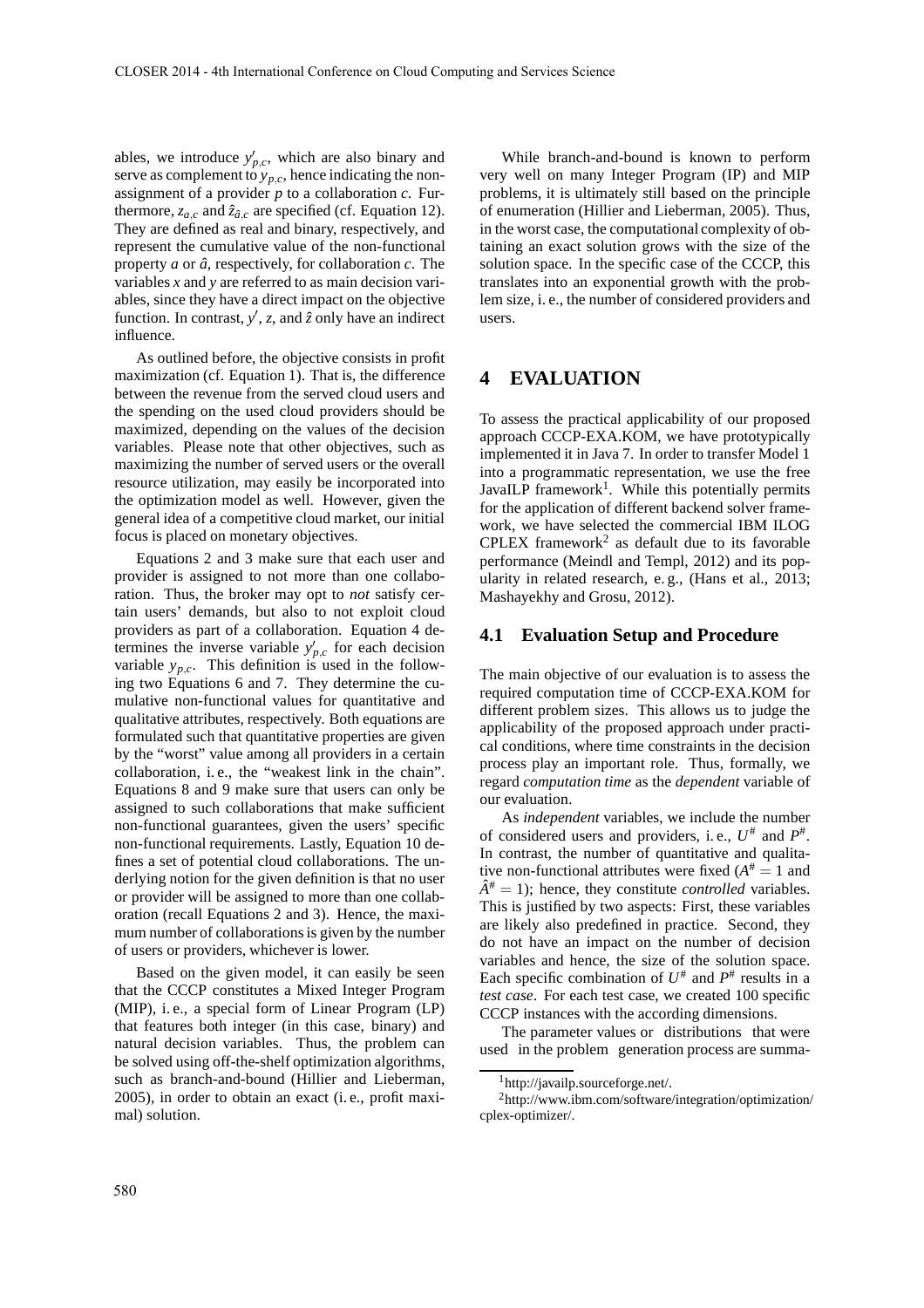ables, we introduce $y'_{p,c}$, which are also binary and serve as complement to $y_{p,c}$, hence indicating the non-assignment of a provider $p$ to a collaboration $c$. Furthermore, $z_{a,c}$ and $\hat{z}_{\hat{a},c}$ are specified (cf. Equation 12). They are defined as real and binary, respectively, and represent the cumulative value of the non-functional property $a$ or $\hat{a}$, respectively, for collaboration $c$. The variables $x$ and $y$ are referred to as main decision variables, since they have a direct impact on the objective function. In contrast, $y'$, $z$, and $\hat{z}$ only have an indirect influence.

As outlined before, the objective consists in profit maximization (cf. Equation 1). That is, the difference between the revenue from the served cloud users and the spending on the used cloud providers should be maximized, depending on the values of the decision variables. Please note that other objectives, such as maximizing the number of served users or the overall resource utilization, may easily be incorporated into the optimization model as well. However, given the general idea of a competitive cloud market, our initial focus is placed on monetary objectives.

Equations 2 and 3 make sure that each user and provider is assigned to not more than one collaboration. Thus, the broker may opt to *not* satisfy certain users' demands, but also to not exploit cloud providers as part of a collaboration. Equation 4 determines the inverse variable $y'_{p,c}$ for each decision variable $y_{p,c}$. This definition is used in the following two Equations 6 and 7. They determine the cumulative non-functional values for quantitative and qualitative attributes, respectively. Both equations are formulated such that quantitative properties are given by the "worst" value among all providers in a certain collaboration, i. e., the "weakest link in the chain". Equations 8 and 9 make sure that users can only be assigned to such collaborations that make sufficient non-functional guarantees, given the users' specific non-functional requirements. Lastly, Equation 10 defines a set of potential cloud collaborations. The underlying notion for the given definition is that no user or provider will be assigned to more than one collaboration (recall Equations 2 and 3). Hence, the maximum number of collaborations is given by the number of users or providers, whichever is lower.

Based on the given model, it can easily be seen that the CCCP constitutes a Mixed Integer Program (MIP), i. e., a special form of Linear Program (LP) that features both integer (in this case, binary) and natural decision variables. Thus, the problem can be solved using off-the-shelf optimization algorithms, such as branch-and-bound (Hillier and Lieberman, 2005), in order to obtain an exact (i. e., profit maximal) solution.

While branch-and-bound is known to perform very well on many Integer Program (IP) and MIP problems, it is ultimately still based on the principle of enumeration (Hillier and Lieberman, 2005). Thus, in the worst case, the computational complexity of obtaining an exact solution grows with the size of the solution space. In the specific case of the CCCP, this translates into an exponential growth with the problem size, i. e., the number of considered providers and users.

## 4 EVALUATION

To assess the practical applicability of our proposed approach CCCP-EXA.KOM, we have prototypically implemented it in Java 7. In order to transfer Model 1 into a programmatic representation, we use the free JavaILP framework[1]. While this potentially permits for the application of different backend solver framework, we have selected the commercial IBM ILOG CPLEX framework[2] as default due to its favorable performance (Meindl and Templ, 2012) and its popularity in related research, e. g., (Hans et al., 2013; Mashayekhy and Grosu, 2012).

### 4.1 Evaluation Setup and Procedure

The main objective of our evaluation is to assess the required computation time of CCCP-EXA.KOM for different problem sizes. This allows us to judge the applicability of the proposed approach under practical conditions, where time constraints in the decision process play an important role. Thus, formally, we regard *computation time* as the *dependent* variable of our evaluation.

As *independent* variables, we include the number of considered users and providers, i. e., $U^{\#}$ and $P^{\#}$. In contrast, the number of quantitative and qualitative non-functional attributes were fixed ($A^{\#} = 1$ and $\hat{A}^{\#} = 1$); hence, they constitute *controlled* variables. This is justified by two aspects: First, these variables are likely also predefined in practice. Second, they do not have an impact on the number of decision variables and hence, the size of the solution space. Each specific combination of $U^{\#}$ and $P^{\#}$ results in a *test case*. For each test case, we created 100 specific CCCP instances with the according dimensions.

The parameter values or distributions that were used in the problem generation process are summa-

[1] http://javailp.sourceforge.net/.

[2] http://www.ibm.com/software/integration/optimization/cplex-optimizer/.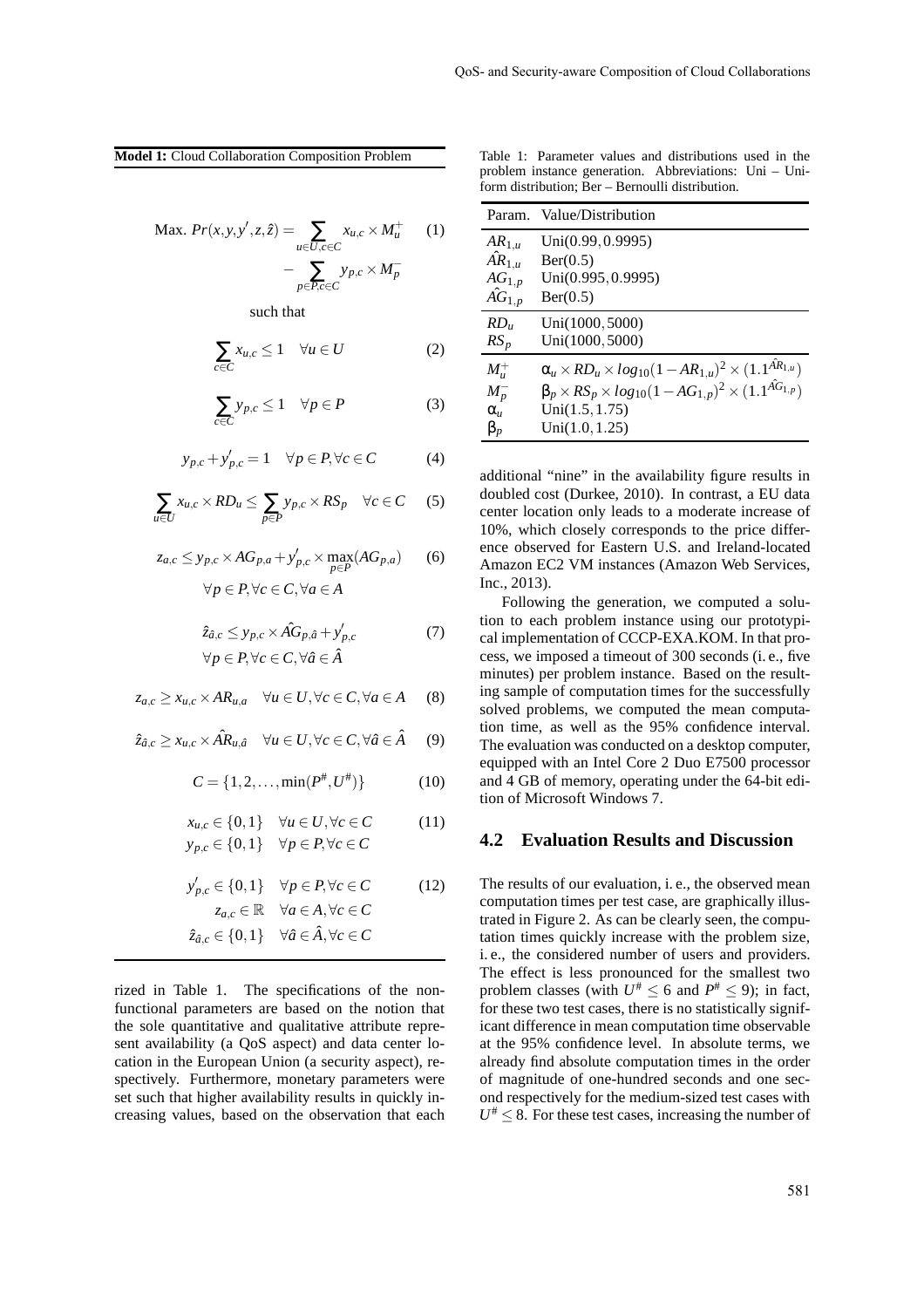**Model 1:** Cloud Collaboration Composition Problem

$$\text{Max. } Pr(x,y,y',z,\hat{z}) = \sum_{u\in U, c\in C} x_{u,c} \times M_u^+ - \sum_{p\in P, c\in C} y_{p,c} \times M_p^- \quad (1)$$

such that

$$\sum_{c\in C} x_{u,c} \leq 1 \quad \forall u \in U \quad (2)$$

$$\sum_{c\in C} y_{p,c} \leq 1 \quad \forall p \in P \quad (3)$$

$$y_{p,c} + y'_{p,c} = 1 \quad \forall p \in P, \forall c \in C \quad (4)$$

$$\sum_{u\in U} x_{u,c} \times RD_u \leq \sum_{p\in P} y_{p,c} \times RS_p \quad \forall c \in C \quad (5)$$

$$z_{a,c} \leq y_{p,c} \times AG_{p,a} + y'_{p,c} \times \max_{p\in P}(AG_{p,a}) \quad (6)$$
$$\forall p \in P, \forall c \in C, \forall a \in A$$

$$\hat{z}_{\hat{a},c} \leq y_{p,c} \times \hat{AG}_{p,\hat{a}} + y'_{p,c} \quad (7)$$
$$\forall p \in P, \forall c \in C, \forall \hat{a} \in \hat{A}$$

$$z_{a,c} \geq x_{u,c} \times AR_{u,a} \quad \forall u \in U, \forall c \in C, \forall a \in A \quad (8)$$

$$\hat{z}_{\hat{a},c} \geq x_{u,c} \times \hat{AR}_{u,\hat{a}} \quad \forall u \in U, \forall c \in C, \forall \hat{a} \in \hat{A} \quad (9)$$

$$C = \{1, 2, \ldots, \min(P^\#, U^\#)\} \quad (10)$$

$$x_{u,c} \in \{0,1\} \quad \forall u \in U, \forall c \in C \quad (11)$$
$$y_{p,c} \in \{0,1\} \quad \forall p \in P, \forall c \in C$$

$$y'_{p,c} \in \{0,1\} \quad \forall p \in P, \forall c \in C \quad (12)$$
$$z_{a,c} \in \mathbb{R} \quad \forall a \in A, \forall c \in C$$
$$\hat{z}_{\hat{a},c} \in \{0,1\} \quad \forall \hat{a} \in \hat{A}, \forall c \in C$$

rized in Table 1. The specifications of the non-functional parameters are based on the notion that the sole quantitative and qualitative attribute represent availability (a QoS aspect) and data center location in the European Union (a security aspect), respectively. Furthermore, monetary parameters were set such that higher availability results in quickly increasing values, based on the observation that each additional "nine" in the availability figure results in doubled cost (Durkee, 2010). In contrast, a EU data center location only leads to a moderate increase of 10%, which closely corresponds to the price difference observed for Eastern U.S. and Ireland-located Amazon EC2 VM instances (Amazon Web Services, Inc., 2013).

Table 1: Parameter values and distributions used in the problem instance generation. Abbreviations: Uni – Uniform distribution; Ber – Bernoulli distribution.

| Param. | Value/Distribution |
|---|---|
| $AR_{1,u}$ | Uni$(0.99, 0.9995)$ |
| $\hat{AR}_{1,u}$ | Ber$(0.5)$ |
| $AG_{1,p}$ | Uni$(0.995, 0.9995)$ |
| $\hat{AG}_{1,p}$ | Ber$(0.5)$ |
| $RD_u$ | Uni$(1000, 5000)$ |
| $RS_p$ | Uni$(1000, 5000)$ |
| $M_u^+$ | $\alpha_u \times RD_u \times log_{10}(1 - AR_{1,u})^2 \times (1.1^{\hat{AR}_{1,u}})$ |
| $M_p^-$ | $\beta_p \times RS_p \times log_{10}(1 - AG_{1,p})^2 \times (1.1^{\hat{AG}_{1,p}})$ |
| $\alpha_u$ | Uni$(1.5, 1.75)$ |
| $\beta_p$ | Uni$(1.0, 1.25)$ |

Following the generation, we computed a solution to each problem instance using our prototypical implementation of CCCP-EXA.KOM. In that process, we imposed a timeout of 300 seconds (i. e., five minutes) per problem instance. Based on the resulting sample of computation times for the successfully solved problems, we computed the mean computation time, as well as the 95% confidence interval. The evaluation was conducted on a desktop computer, equipped with an Intel Core 2 Duo E7500 processor and 4 GB of memory, operating under the 64-bit edition of Microsoft Windows 7.

## 4.2 Evaluation Results and Discussion

The results of our evaluation, i. e., the observed mean computation times per test case, are graphically illustrated in Figure 2. As can be clearly seen, the computation times quickly increase with the problem size, i. e., the considered number of users and providers. The effect is less pronounced for the smallest two problem classes (with $U^\# \leq 6$ and $P^\# \leq 9$); in fact, for these two test cases, there is no statistically significant difference in mean computation time observable at the 95% confidence level. In absolute terms, we already find absolute computation times in the order of magnitude of one-hundred seconds and one second respectively for the medium-sized test cases with $U^\# \leq 8$. For these test cases, increasing the number of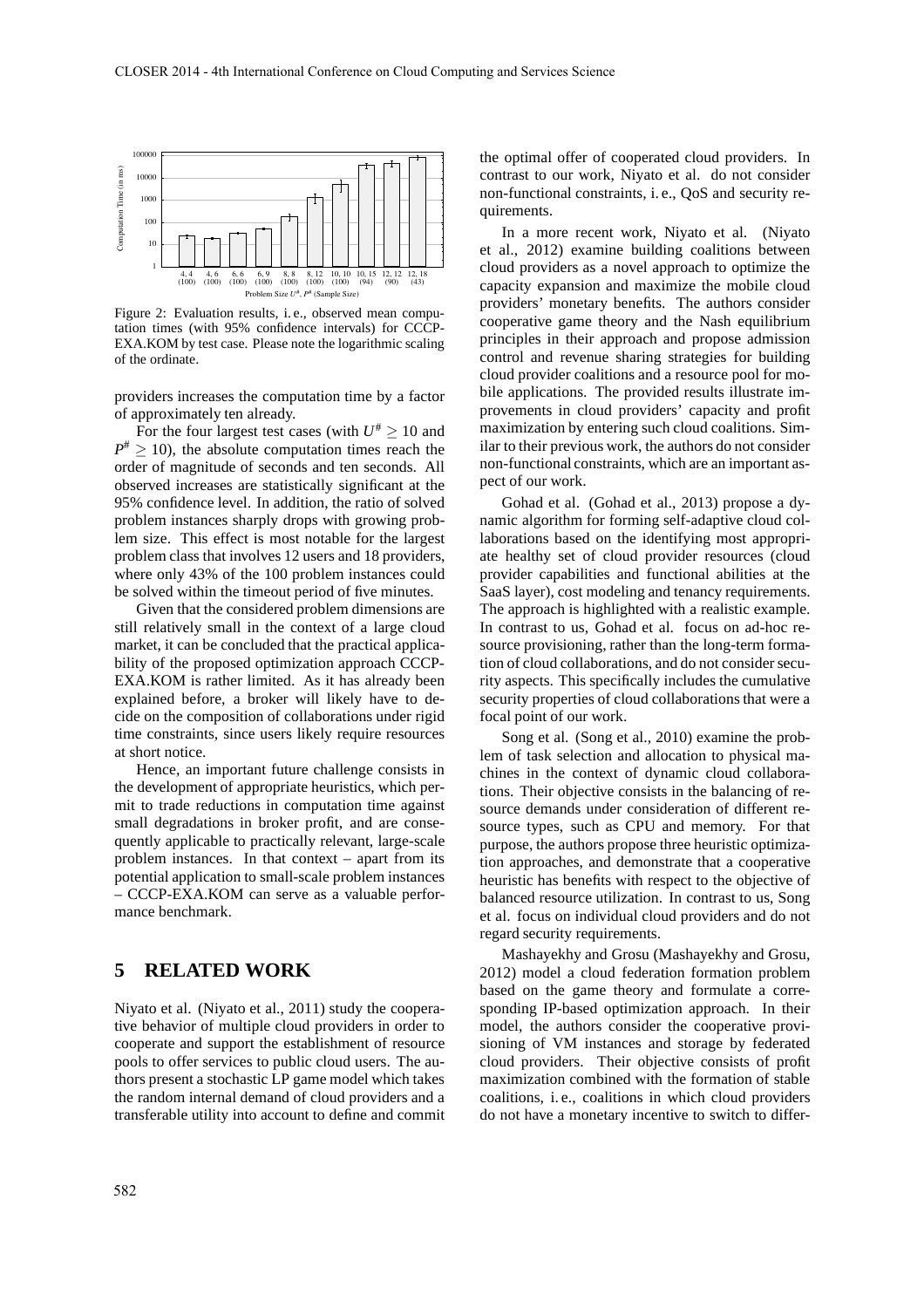Figure 2: Evaluation results, i. e., observed mean computation times (with 95% confidence intervals) for CCCP-EXA.KOM by test case. Please note the logarithmic scaling of the ordinate.

providers increases the computation time by a factor of approximately ten already.

For the four largest test cases (with $U^{\#} \geq 10$ and $P^{\#} \geq 10$), the absolute computation times reach the order of magnitude of seconds and ten seconds. All observed increases are statistically significant at the 95% confidence level. In addition, the ratio of solved problem instances sharply drops with growing problem size. This effect is most notable for the largest problem class that involves 12 users and 18 providers, where only 43% of the 100 problem instances could be solved within the timeout period of five minutes.

Given that the considered problem dimensions are still relatively small in the context of a large cloud market, it can be concluded that the practical applicability of the proposed optimization approach CCCP-EXA.KOM is rather limited. As it has already been explained before, a broker will likely have to decide on the composition of collaborations under rigid time constraints, since users likely require resources at short notice.

Hence, an important future challenge consists in the development of appropriate heuristics, which permit to trade reductions in computation time against small degradations in broker profit, and are consequently applicable to practically relevant, large-scale problem instances. In that context – apart from its potential application to small-scale problem instances – CCCP-EXA.KOM can serve as a valuable performance benchmark.

## 5 RELATED WORK

Niyato et al. (Niyato et al., 2011) study the cooperative behavior of multiple cloud providers in order to cooperate and support the establishment of resource pools to offer services to public cloud users. The authors present a stochastic LP game model which takes the random internal demand of cloud providers and a transferable utility into account to define and commit the optimal offer of cooperated cloud providers. In contrast to our work, Niyato et al. do not consider non-functional constraints, i. e., QoS and security requirements.

In a more recent work, Niyato et al. (Niyato et al., 2012) examine building coalitions between cloud providers as a novel approach to optimize the capacity expansion and maximize the mobile cloud providers' monetary benefits. The authors consider cooperative game theory and the Nash equilibrium principles in their approach and propose admission control and revenue sharing strategies for building cloud provider coalitions and a resource pool for mobile applications. The provided results illustrate improvements in cloud providers' capacity and profit maximization by entering such cloud coalitions. Similar to their previous work, the authors do not consider non-functional constraints, which are an important aspect of our work.

Gohad et al. (Gohad et al., 2013) propose a dynamic algorithm for forming self-adaptive cloud collaborations based on the identifying most appropriate healthy set of cloud provider resources (cloud provider capabilities and functional abilities at the SaaS layer), cost modeling and tenancy requirements. The approach is highlighted with a realistic example. In contrast to us, Gohad et al. focus on ad-hoc resource provisioning, rather than the long-term formation of cloud collaborations, and do not consider security aspects. This specifically includes the cumulative security properties of cloud collaborations that were a focal point of our work.

Song et al. (Song et al., 2010) examine the problem of task selection and allocation to physical machines in the context of dynamic cloud collaborations. Their objective consists in the balancing of resource demands under consideration of different resource types, such as CPU and memory. For that purpose, the authors propose three heuristic optimization approaches, and demonstrate that a cooperative heuristic has benefits with respect to the objective of balanced resource utilization. In contrast to us, Song et al. focus on individual cloud providers and do not regard security requirements.

Mashayekhy and Grosu (Mashayekhy and Grosu, 2012) model a cloud federation formation problem based on the game theory and formulate a corresponding IP-based optimization approach. In their model, the authors consider the cooperative provisioning of VM instances and storage by federated cloud providers. Their objective consists of profit maximization combined with the formation of stable coalitions, i. e., coalitions in which cloud providers do not have a monetary incentive to switch to differ-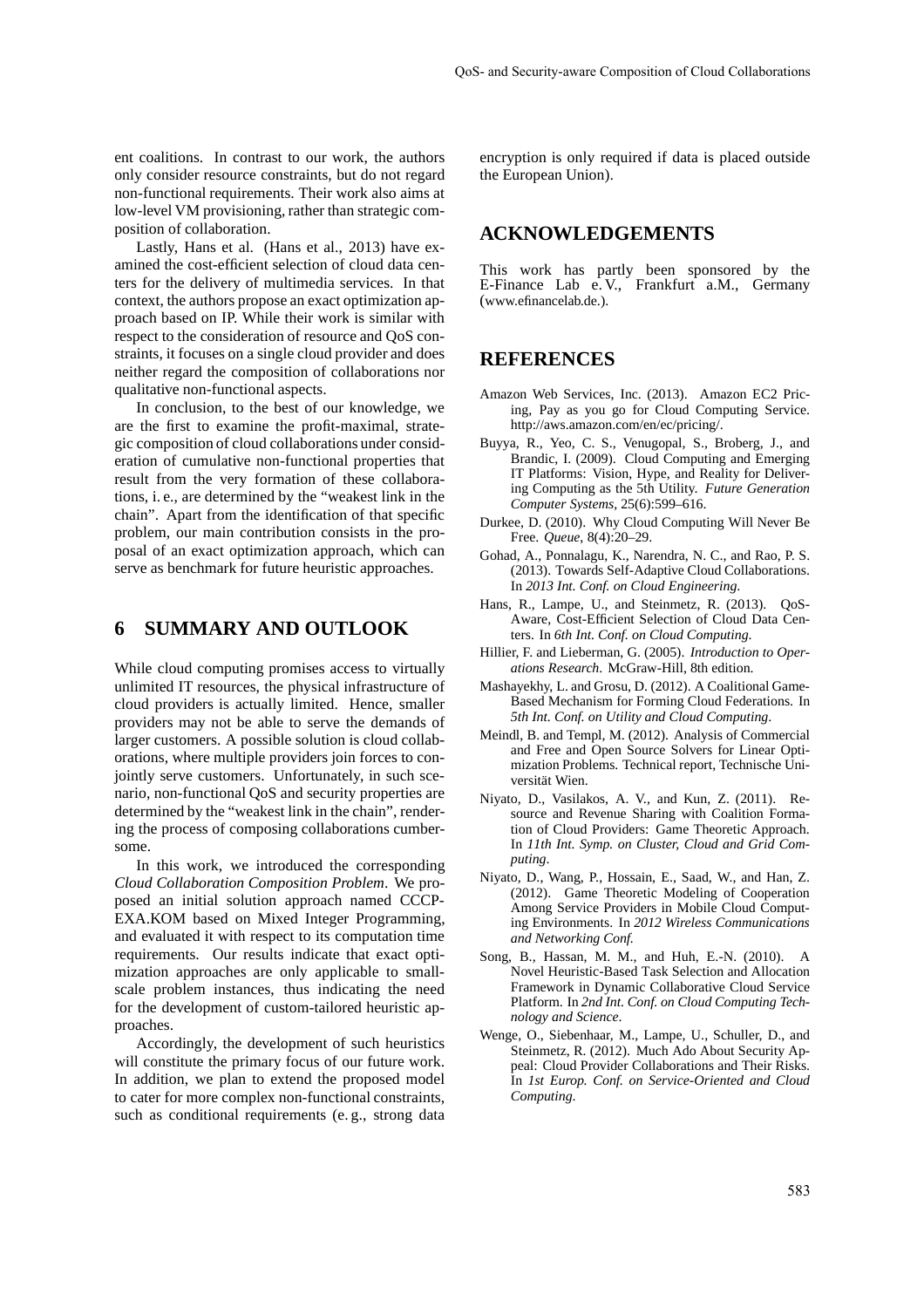ent coalitions. In contrast to our work, the authors only consider resource constraints, but do not regard non-functional requirements. Their work also aims at low-level VM provisioning, rather than strategic composition of collaboration.

Lastly, Hans et al. (Hans et al., 2013) have examined the cost-efficient selection of cloud data centers for the delivery of multimedia services. In that context, the authors propose an exact optimization approach based on IP. While their work is similar with respect to the consideration of resource and QoS constraints, it focuses on a single cloud provider and does neither regard the composition of collaborations nor qualitative non-functional aspects.

In conclusion, to the best of our knowledge, we are the first to examine the profit-maximal, strategic composition of cloud collaborations under consideration of cumulative non-functional properties that result from the very formation of these collaborations, i. e., are determined by the "weakest link in the chain". Apart from the identification of that specific problem, our main contribution consists in the proposal of an exact optimization approach, which can serve as benchmark for future heuristic approaches.

## 6 SUMMARY AND OUTLOOK

While cloud computing promises access to virtually unlimited IT resources, the physical infrastructure of cloud providers is actually limited. Hence, smaller providers may not be able to serve the demands of larger customers. A possible solution is cloud collaborations, where multiple providers join forces to conjointly serve customers. Unfortunately, in such scenario, non-functional QoS and security properties are determined by the "weakest link in the chain", rendering the process of composing collaborations cumbersome.

In this work, we introduced the corresponding *Cloud Collaboration Composition Problem*. We proposed an initial solution approach named CCCP-EXA.KOM based on Mixed Integer Programming, and evaluated it with respect to its computation time requirements. Our results indicate that exact optimization approaches are only applicable to small-scale problem instances, thus indicating the need for the development of custom-tailored heuristic approaches.

Accordingly, the development of such heuristics will constitute the primary focus of our future work. In addition, we plan to extend the proposed model to cater for more complex non-functional constraints, such as conditional requirements (e. g., strong data encryption is only required if data is placed outside the European Union).

## ACKNOWLEDGEMENTS

This work has partly been sponsored by the E-Finance Lab e. V., Frankfurt a.M., Germany (www.efinancelab.de.).

## REFERENCES

Amazon Web Services, Inc. (2013). Amazon EC2 Pricing, Pay as you go for Cloud Computing Service. http://aws.amazon.com/en/ec/pricing/.

Buyya, R., Yeo, C. S., Venugopal, S., Broberg, J., and Brandic, I. (2009). Cloud Computing and Emerging IT Platforms: Vision, Hype, and Reality for Delivering Computing as the 5th Utility. *Future Generation Computer Systems*, 25(6):599–616.

Durkee, D. (2010). Why Cloud Computing Will Never Be Free. *Queue*, 8(4):20–29.

Gohad, A., Ponnalagu, K., Narendra, N. C., and Rao, P. S. (2013). Towards Self-Adaptive Cloud Collaborations. In *2013 Int. Conf. on Cloud Engineering*.

Hans, R., Lampe, U., and Steinmetz, R. (2013). QoS-Aware, Cost-Efficient Selection of Cloud Data Centers. In *6th Int. Conf. on Cloud Computing*.

Hillier, F. and Lieberman, G. (2005). *Introduction to Operations Research*. McGraw-Hill, 8th edition.

Mashayekhy, L. and Grosu, D. (2012). A Coalitional Game-Based Mechanism for Forming Cloud Federations. In *5th Int. Conf. on Utility and Cloud Computing*.

Meindl, B. and Templ, M. (2012). Analysis of Commercial and Free and Open Source Solvers for Linear Optimization Problems. Technical report, Technische Universität Wien.

Niyato, D., Vasilakos, A. V., and Kun, Z. (2011). Resource and Revenue Sharing with Coalition Formation of Cloud Providers: Game Theoretic Approach. In *11th Int. Symp. on Cluster, Cloud and Grid Computing*.

Niyato, D., Wang, P., Hossain, E., Saad, W., and Han, Z. (2012). Game Theoretic Modeling of Cooperation Among Service Providers in Mobile Cloud Computing Environments. In *2012 Wireless Communications and Networking Conf.*

Song, B., Hassan, M. M., and Huh, E.-N. (2010). A Novel Heuristic-Based Task Selection and Allocation Framework in Dynamic Collaborative Cloud Service Platform. In *2nd Int. Conf. on Cloud Computing Technology and Science*.

Wenge, O., Siebenhaar, M., Lampe, U., Schuller, D., and Steinmetz, R. (2012). Much Ado About Security Appeal: Cloud Provider Collaborations and Their Risks. In *1st Europ. Conf. on Service-Oriented and Cloud Computing*.